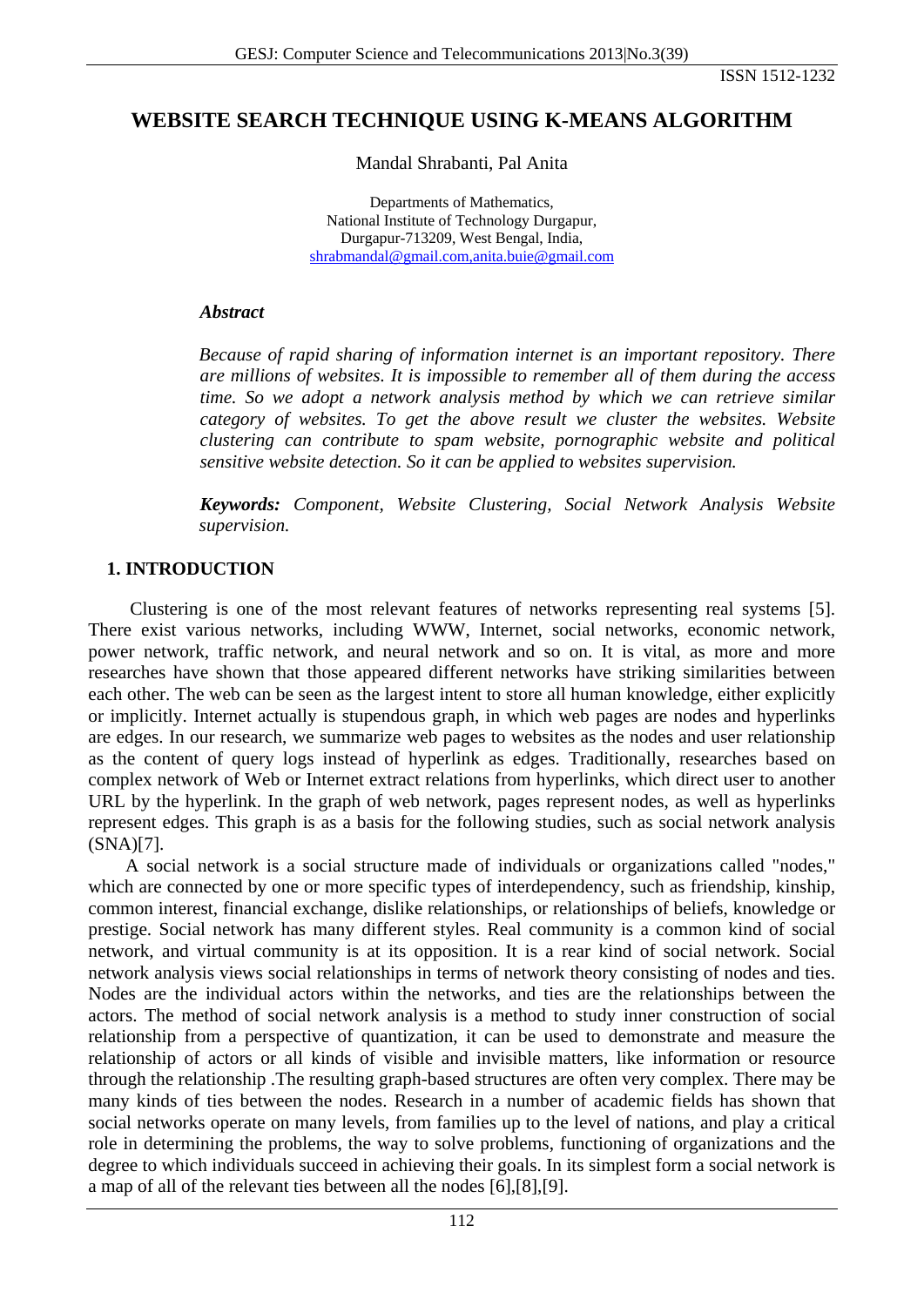# WEBSITE SEARCH TECHNIQUE USING K-MEANS ALGORITHM

Mandal Shrabanti, Pal Anita

Departments of Mathematics,
National Institute of Technology Durgapur,
Durgapur-713209, West Bengal, India,
shrabmandal@gmail.com,anita.buie@gmail.com

### *Abstract*

*Because of rapid sharing of information internet is an important repository. There are millions of websites. It is impossible to remember all of them during the access time. So we adopt a network analysis method by which we can retrieve similar category of websites. To get the above result we cluster the websites. Website clustering can contribute to spam website, pornographic website and political sensitive website detection. So it can be applied to websites supervision.*

***Keywords:*** *Component, Website Clustering, Social Network Analysis Website supervision.*

## 1. INTRODUCTION

Clustering is one of the most relevant features of networks representing real systems [5]. There exist various networks, including WWW, Internet, social networks, economic network, power network, traffic network, and neural network and so on. It is vital, as more and more researches have shown that those appeared different networks have striking similarities between each other. The web can be seen as the largest intent to store all human knowledge, either explicitly or implicitly. Internet actually is stupendous graph, in which web pages are nodes and hyperlinks are edges. In our research, we summarize web pages to websites as the nodes and user relationship as the content of query logs instead of hyperlink as edges. Traditionally, researches based on complex network of Web or Internet extract relations from hyperlinks, which direct user to another URL by the hyperlink. In the graph of web network, pages represent nodes, as well as hyperlinks represent edges. This graph is as a basis for the following studies, such as social network analysis (SNA)[7].

A social network is a social structure made of individuals or organizations called "nodes," which are connected by one or more specific types of interdependency, such as friendship, kinship, common interest, financial exchange, dislike relationships, or relationships of beliefs, knowledge or prestige. Social network has many different styles. Real community is a common kind of social network, and virtual community is at its opposition. It is a rear kind of social network. Social network analysis views social relationships in terms of network theory consisting of nodes and ties. Nodes are the individual actors within the networks, and ties are the relationships between the actors. The method of social network analysis is a method to study inner construction of social relationship from a perspective of quantization, it can be used to demonstrate and measure the relationship of actors or all kinds of visible and invisible matters, like information or resource through the relationship .The resulting graph-based structures are often very complex. There may be many kinds of ties between the nodes. Research in a number of academic fields has shown that social networks operate on many levels, from families up to the level of nations, and play a critical role in determining the problems, the way to solve problems, functioning of organizations and the degree to which individuals succeed in achieving their goals. In its simplest form a social network is a map of all of the relevant ties between all the nodes [6],[8],[9].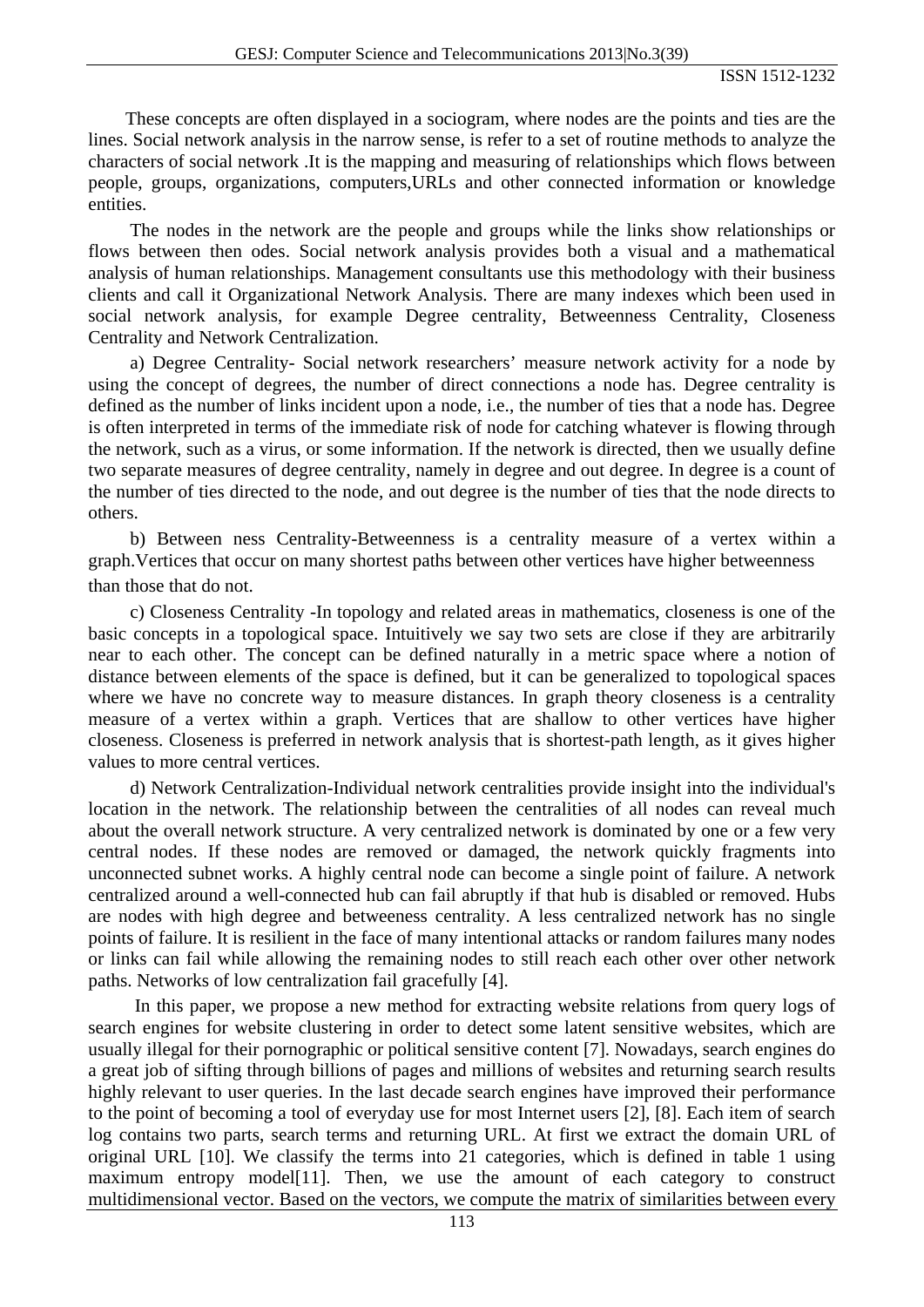These concepts are often displayed in a sociogram, where nodes are the points and ties are the lines. Social network analysis in the narrow sense, is refer to a set of routine methods to analyze the characters of social network .It is the mapping and measuring of relationships which flows between people, groups, organizations, computers,URLs and other connected information or knowledge entities.

The nodes in the network are the people and groups while the links show relationships or flows between then odes. Social network analysis provides both a visual and a mathematical analysis of human relationships. Management consultants use this methodology with their business clients and call it Organizational Network Analysis. There are many indexes which been used in social network analysis, for example Degree centrality, Betweenness Centrality, Closeness Centrality and Network Centralization.

a) Degree Centrality- Social network researchers' measure network activity for a node by using the concept of degrees, the number of direct connections a node has. Degree centrality is defined as the number of links incident upon a node, i.e., the number of ties that a node has. Degree is often interpreted in terms of the immediate risk of node for catching whatever is flowing through the network, such as a virus, or some information. If the network is directed, then we usually define two separate measures of degree centrality, namely in degree and out degree. In degree is a count of the number of ties directed to the node, and out degree is the number of ties that the node directs to others.

b) Between ness Centrality-Betweenness is a centrality measure of a vertex within a graph.Vertices that occur on many shortest paths between other vertices have higher betweenness than those that do not.

c) Closeness Centrality -In topology and related areas in mathematics, closeness is one of the basic concepts in a topological space. Intuitively we say two sets are close if they are arbitrarily near to each other. The concept can be defined naturally in a metric space where a notion of distance between elements of the space is defined, but it can be generalized to topological spaces where we have no concrete way to measure distances. In graph theory closeness is a centrality measure of a vertex within a graph. Vertices that are shallow to other vertices have higher closeness. Closeness is preferred in network analysis that is shortest-path length, as it gives higher values to more central vertices.

d) Network Centralization-Individual network centralities provide insight into the individual's location in the network. The relationship between the centralities of all nodes can reveal much about the overall network structure. A very centralized network is dominated by one or a few very central nodes. If these nodes are removed or damaged, the network quickly fragments into unconnected subnet works. A highly central node can become a single point of failure. A network centralized around a well-connected hub can fail abruptly if that hub is disabled or removed. Hubs are nodes with high degree and betweeness centrality. A less centralized network has no single points of failure. It is resilient in the face of many intentional attacks or random failures many nodes or links can fail while allowing the remaining nodes to still reach each other over other network paths. Networks of low centralization fail gracefully [4].

In this paper, we propose a new method for extracting website relations from query logs of search engines for website clustering in order to detect some latent sensitive websites, which are usually illegal for their pornographic or political sensitive content [7]. Nowadays, search engines do a great job of sifting through billions of pages and millions of websites and returning search results highly relevant to user queries. In the last decade search engines have improved their performance to the point of becoming a tool of everyday use for most Internet users [2], [8]. Each item of search log contains two parts, search terms and returning URL. At first we extract the domain URL of original URL [10]. We classify the terms into 21 categories, which is defined in table 1 using maximum entropy model[11]. Then, we use the amount of each category to construct multidimensional vector. Based on the vectors, we compute the matrix of similarities between every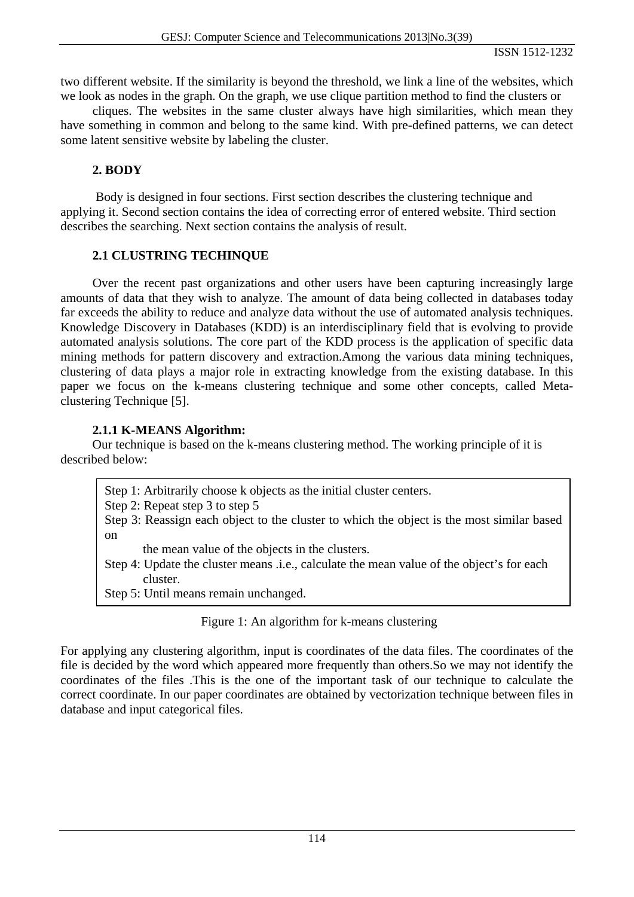two different website. If the similarity is beyond the threshold, we link a line of the websites, which we look as nodes in the graph. On the graph, we use clique partition method to find the clusters or

cliques. The websites in the same cluster always have high similarities, which mean they have something in common and belong to the same kind. With pre-defined patterns, we can detect some latent sensitive website by labeling the cluster.

## 2. BODY

Body is designed in four sections. First section describes the clustering technique and applying it. Second section contains the idea of correcting error of entered website. Third section describes the searching. Next section contains the analysis of result.

### 2.1 CLUSTRING TECHINQUE

Over the recent past organizations and other users have been capturing increasingly large amounts of data that they wish to analyze. The amount of data being collected in databases today far exceeds the ability to reduce and analyze data without the use of automated analysis techniques. Knowledge Discovery in Databases (KDD) is an interdisciplinary field that is evolving to provide automated analysis solutions. The core part of the KDD process is the application of specific data mining methods for pattern discovery and extraction.Among the various data mining techniques, clustering of data plays a major role in extracting knowledge from the existing database. In this paper we focus on the k-means clustering technique and some other concepts, called Meta-clustering Technique [5].

#### 2.1.1 K-MEANS Algorithm:

Our technique is based on the k-means clustering method. The working principle of it is described below:

```
Step 1: Arbitrarily choose k objects as the initial cluster centers.
Step 2: Repeat step 3 to step 5
Step 3: Reassign each object to the cluster to which the object is the most similar based on
        the mean value of the objects in the clusters.
Step 4: Update the cluster means .i.e., calculate the mean value of the object's for each
        cluster.
Step 5: Until means remain unchanged.
```

Figure 1: An algorithm for k-means clustering

For applying any clustering algorithm, input is coordinates of the data files. The coordinates of the file is decided by the word which appeared more frequently than others.So we may not identify the coordinates of the files .This is the one of the important task of our technique to calculate the correct coordinate. In our paper coordinates are obtained by vectorization technique between files in database and input categorical files.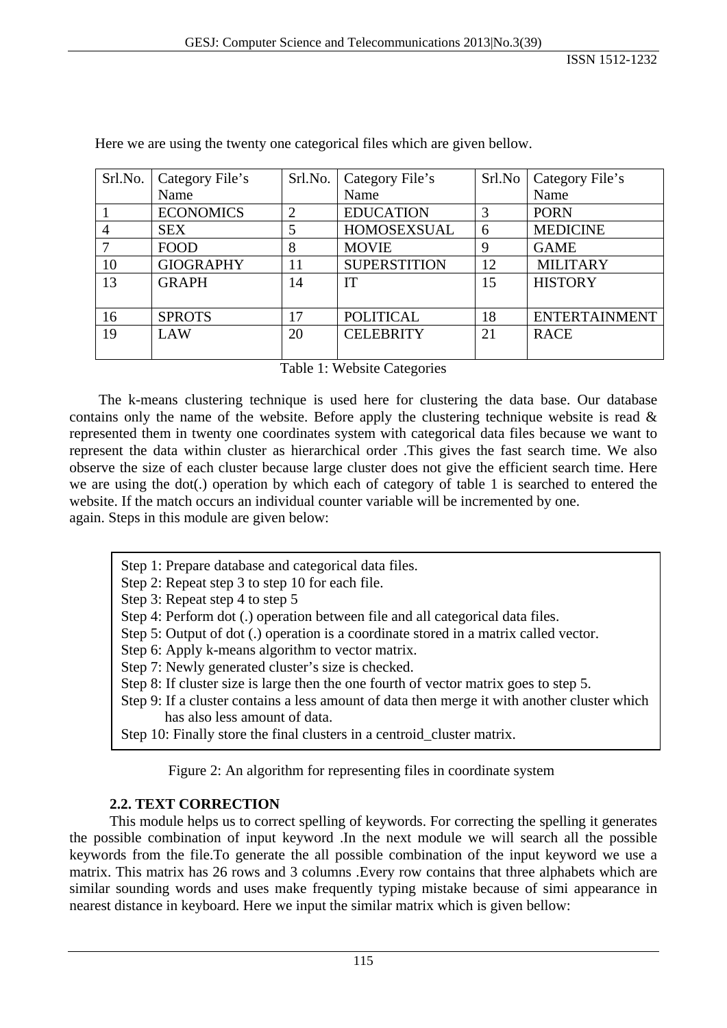Here we are using the twenty one categorical files which are given bellow.

| Srl.No. | Category File's Name | Srl.No. | Category File's Name | Srl.No | Category File's Name |
|---|---|---|---|---|---|
| 1 | ECONOMICS | 2 | EDUCATION | 3 | PORN |
| 4 | SEX | 5 | HOMOSEXSUAL | 6 | MEDICINE |
| 7 | FOOD | 8 | MOVIE | 9 | GAME |
| 10 | GIOGRAPHY | 11 | SUPERSTITION | 12 | MILITARY |
| 13 | GRAPH | 14 | IT | 15 | HISTORY |
| 16 | SPROTS | 17 | POLITICAL | 18 | ENTERTAINMENT |
| 19 | LAW | 20 | CELEBRITY | 21 | RACE |

Table 1: Website Categories

The k-means clustering technique is used here for clustering the data base. Our database contains only the name of the website. Before apply the clustering technique website is read & represented them in twenty one coordinates system with categorical data files because we want to represent the data within cluster as hierarchical order .This gives the fast search time. We also observe the size of each cluster because large cluster does not give the efficient search time. Here we are using the dot(.) operation by which each of category of table 1 is searched to entered the website. If the match occurs an individual counter variable will be incremented by one.
again. Steps in this module are given below:

Step 1: Prepare database and categorical data files.
Step 2: Repeat step 3 to step 10 for each file.
Step 3: Repeat step 4 to step 5
Step 4: Perform dot (.) operation between file and all categorical data files.
Step 5: Output of dot (.) operation is a coordinate stored in a matrix called vector.
Step 6: Apply k-means algorithm to vector matrix.
Step 7: Newly generated cluster's size is checked.
Step 8: If cluster size is large then the one fourth of vector matrix goes to step 5.
Step 9: If a cluster contains a less amount of data then merge it with another cluster which has also less amount of data.
Step 10: Finally store the final clusters in a centroid_cluster matrix.

Figure 2: An algorithm for representing files in coordinate system

### 2.2. TEXT CORRECTION

This module helps us to correct spelling of keywords. For correcting the spelling it generates the possible combination of input keyword .In the next module we will search all the possible keywords from the file.To generate the all possible combination of the input keyword we use a matrix. This matrix has 26 rows and 3 columns .Every row contains that three alphabets which are similar sounding words and uses make frequently typing mistake because of simi appearance in nearest distance in keyboard. Here we input the similar matrix which is given bellow: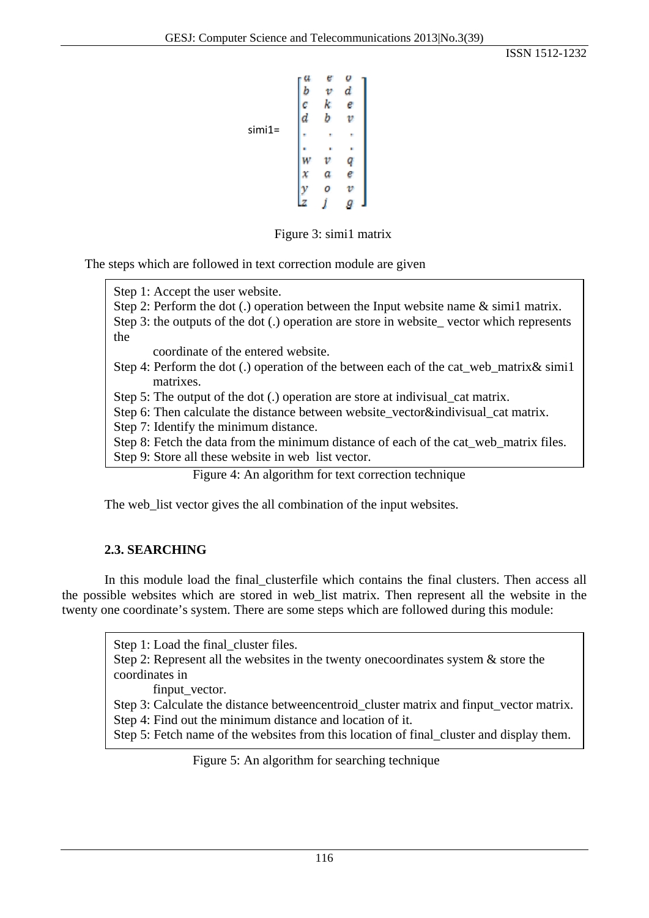$$\text{simi1} = \begin{bmatrix} a & e & o \\ b & v & d \\ c & k & e \\ d & b & v \\ . & . & . \\ . & . & . \\ w & v & q \\ x & a & e \\ y & o & v \\ z & j & g \end{bmatrix}$$

Figure 3: simi1 matrix

The steps which are followed in text correction module are given

> Step 1: Accept the user website.
> Step 2: Perform the dot (.) operation between the Input website name & simi1 matrix.
> Step 3: the outputs of the dot (.) operation are store in website_ vector which represents the coordinate of the entered website.
> Step 4: Perform the dot (.) operation of the between each of the cat_web_matrix& simi1 matrixes.
> Step 5: The output of the dot (.) operation are store at indivisual_cat matrix.
> Step 6: Then calculate the distance between website_vector&indivisual_cat matrix.
> Step 7: Identify the minimum distance.
> Step 8: Fetch the data from the minimum distance of each of the cat_web_matrix files.
> Step 9: Store all these website in web list vector.

Figure 4: An algorithm for text correction technique

The web_list vector gives the all combination of the input websites.

### 2.3. SEARCHING

In this module load the final_clusterfile which contains the final clusters. Then access all the possible websites which are stored in web_list matrix. Then represent all the website in the twenty one coordinate's system. There are some steps which are followed during this module:

> Step 1: Load the final_cluster files.
> Step 2: Represent all the websites in the twenty onecoordinates system & store the coordinates in finput_vector.
> Step 3: Calculate the distance betweencentroid_cluster matrix and finput_vector matrix.
> Step 4: Find out the minimum distance and location of it.
> Step 5: Fetch name of the websites from this location of final_cluster and display them.

Figure 5: An algorithm for searching technique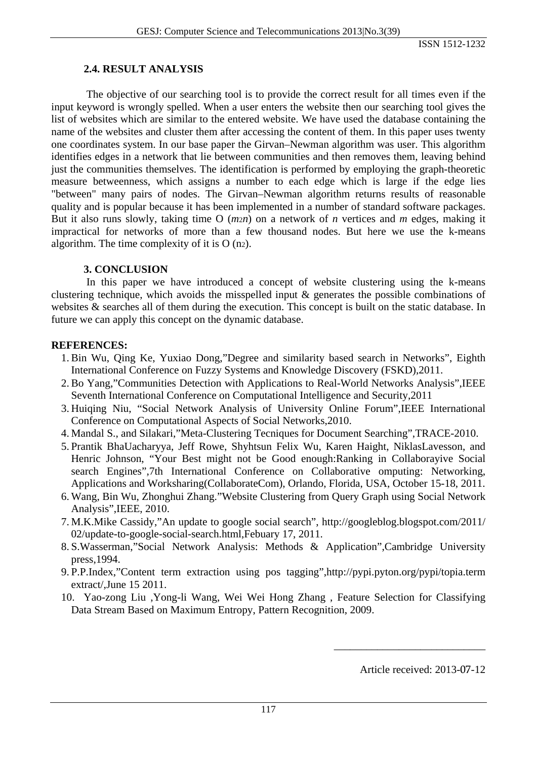## 2.4. RESULT ANALYSIS

The objective of our searching tool is to provide the correct result for all times even if the input keyword is wrongly spelled. When a user enters the website then our searching tool gives the list of websites which are similar to the entered website. We have used the database containing the name of the websites and cluster them after accessing the content of them. In this paper uses twenty one coordinates system. In our base paper the Girvan–Newman algorithm was user. This algorithm identifies edges in a network that lie between communities and then removes them, leaving behind just the communities themselves. The identification is performed by employing the graph-theoretic measure betweenness, which assigns a number to each edge which is large if the edge lies "between" many pairs of nodes. The Girvan–Newman algorithm returns results of reasonable quality and is popular because it has been implemented in a number of standard software packages. But it also runs slowly, taking time O ($m^2n$) on a network of $n$ vertices and $m$ edges, making it impractical for networks of more than a few thousand nodes. But here we use the k-means algorithm. The time complexity of it is O ($n^2$).

## 3. CONCLUSION

In this paper we have introduced a concept of website clustering using the k-means clustering technique, which avoids the misspelled input & generates the possible combinations of websites & searches all of them during the execution. This concept is built on the static database. In future we can apply this concept on the dynamic database.

## REFERENCES:

1. Bin Wu, Qing Ke, Yuxiao Dong,"Degree and similarity based search in Networks", Eighth International Conference on Fuzzy Systems and Knowledge Discovery (FSKD),2011.
2. Bo Yang,"Communities Detection with Applications to Real-World Networks Analysis",IEEE Seventh International Conference on Computational Intelligence and Security,2011
3. Huiqing Niu, "Social Network Analysis of University Online Forum",IEEE International Conference on Computational Aspects of Social Networks,2010.
4. Mandal S., and Silakari,"Meta-Clustering Tecniques for Document Searching",TRACE-2010.
5. Prantik BhaUacharyya, Jeff Rowe, Shyhtsun Felix Wu, Karen Haight, NiklasLavesson, and Henric Johnson, "Your Best might not be Good enough:Ranking in Collaborayive Social search Engines",7th International Conference on Collaborative omputing: Networking, Applications and Worksharing(CollaborateCom), Orlando, Florida, USA, October 15-18, 2011.
6. Wang, Bin Wu, Zhonghui Zhang."Website Clustering from Query Graph using Social Network Analysis",IEEE, 2010.
7. M.K.Mike Cassidy,"An update to google social search", http://googleblog.blogspot.com/2011/02/update-to-google-social-search.html,Febuary 17, 2011.
8. S.Wasserman,"Social Network Analysis: Methods & Application",Cambridge University press,1994.
9. P.P.Index,"Content term extraction using pos tagging",http://pypi.pyton.org/pypi/topia.term extract/,June 15 2011.
10. Yao-zong Liu ,Yong-li Wang, Wei Wei Hong Zhang , Feature Selection for Classifying Data Stream Based on Maximum Entropy, Pattern Recognition, 2009.

---

Article received: 2013-07-12